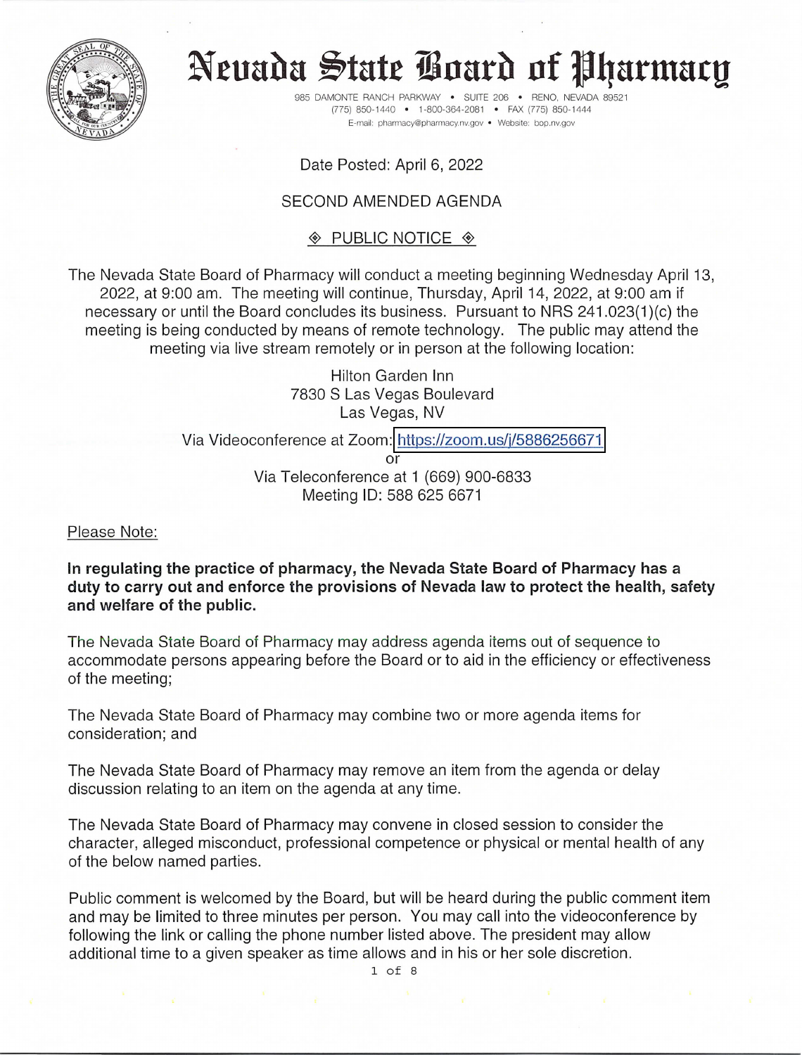# Nevada State Board of Pharmacy

985 DAMONTE RANCH PARKWAY • SUITE 206 • RENO, NEVADA 89521
(775) 850-1440 • 1-800-364-2081 • FAX (775) 850-1444
E-mail: pharmacy@pharmacy.nv.gov • Website: bop.nv.gov

Date Posted: April 6, 2022

SECOND AMENDED AGENDA

◈ PUBLIC NOTICE ◈

The Nevada State Board of Pharmacy will conduct a meeting beginning Wednesday April 13, 2022, at 9:00 am. The meeting will continue, Thursday, April 14, 2022, at 9:00 am if necessary or until the Board concludes its business. Pursuant to NRS 241.023(1)(c) the meeting is being conducted by means of remote technology. The public may attend the meeting via live stream remotely or in person at the following location:

Hilton Garden Inn
7830 S Las Vegas Boulevard
Las Vegas, NV

Via Videoconference at Zoom: https://zoom.us/j/5886256671
or
Via Teleconference at 1 (669) 900-6833
Meeting ID: 588 625 6671

Please Note:

**In regulating the practice of pharmacy, the Nevada State Board of Pharmacy has a duty to carry out and enforce the provisions of Nevada law to protect the health, safety and welfare of the public.**

The Nevada State Board of Pharmacy may address agenda items out of sequence to accommodate persons appearing before the Board or to aid in the efficiency or effectiveness of the meeting;

The Nevada State Board of Pharmacy may combine two or more agenda items for consideration; and

The Nevada State Board of Pharmacy may remove an item from the agenda or delay discussion relating to an item on the agenda at any time.

The Nevada State Board of Pharmacy may convene in closed session to consider the character, alleged misconduct, professional competence or physical or mental health of any of the below named parties.

Public comment is welcomed by the Board, but will be heard during the public comment item and may be limited to three minutes per person. You may call into the videoconference by following the link or calling the phone number listed above. The president may allow additional time to a given speaker as time allows and in his or her sole discretion.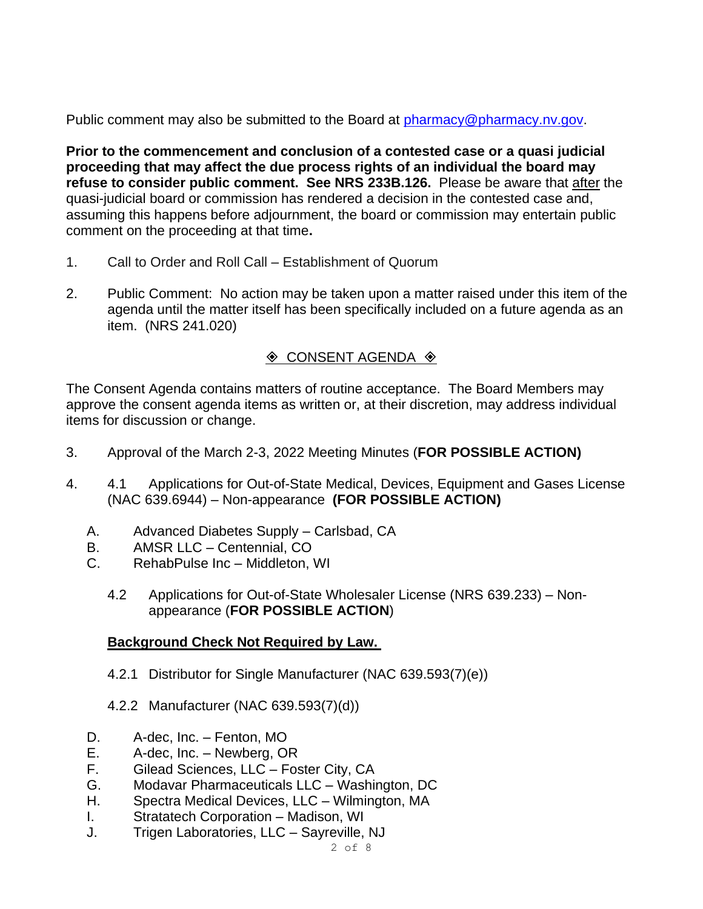Public comment may also be submitted to the Board at pharmacy@pharmacy.nv.gov.

**Prior to the commencement and conclusion of a contested case or a quasi judicial proceeding that may affect the due process rights of an individual the board may refuse to consider public comment. See NRS 233B.126.** Please be aware that after the quasi-judicial board or commission has rendered a decision in the contested case and, assuming this happens before adjournment, the board or commission may entertain public comment on the proceeding at that time**.**

1. Call to Order and Roll Call – Establishment of Quorum

2. Public Comment: No action may be taken upon a matter raised under this item of the agenda until the matter itself has been specifically included on a future agenda as an item. (NRS 241.020)

◈ CONSENT AGENDA ◈

The Consent Agenda contains matters of routine acceptance. The Board Members may approve the consent agenda items as written or, at their discretion, may address individual items for discussion or change.

3. Approval of the March 2-3, 2022 Meeting Minutes (**FOR POSSIBLE ACTION)**

4. 4.1 Applications for Out-of-State Medical, Devices, Equipment and Gases License (NAC 639.6944) – Non-appearance **(FOR POSSIBLE ACTION)**

   A. Advanced Diabetes Supply – Carlsbad, CA
   B. AMSR LLC – Centennial, CO
   C. RehabPulse Inc – Middleton, WI

   4.2 Applications for Out-of-State Wholesaler License (NRS 639.233) – Non-appearance (**FOR POSSIBLE ACTION**)

   **Background Check Not Required by Law.**

   4.2.1 Distributor for Single Manufacturer (NAC 639.593(7)(e))

   4.2.2 Manufacturer (NAC 639.593(7)(d))

   D. A-dec, Inc. – Fenton, MO
   E. A-dec, Inc. – Newberg, OR
   F. Gilead Sciences, LLC – Foster City, CA
   G. Modavar Pharmaceuticals LLC – Washington, DC
   H. Spectra Medical Devices, LLC – Wilmington, MA
   I. Stratatech Corporation – Madison, WI
   J. Trigen Laboratories, LLC – Sayreville, NJ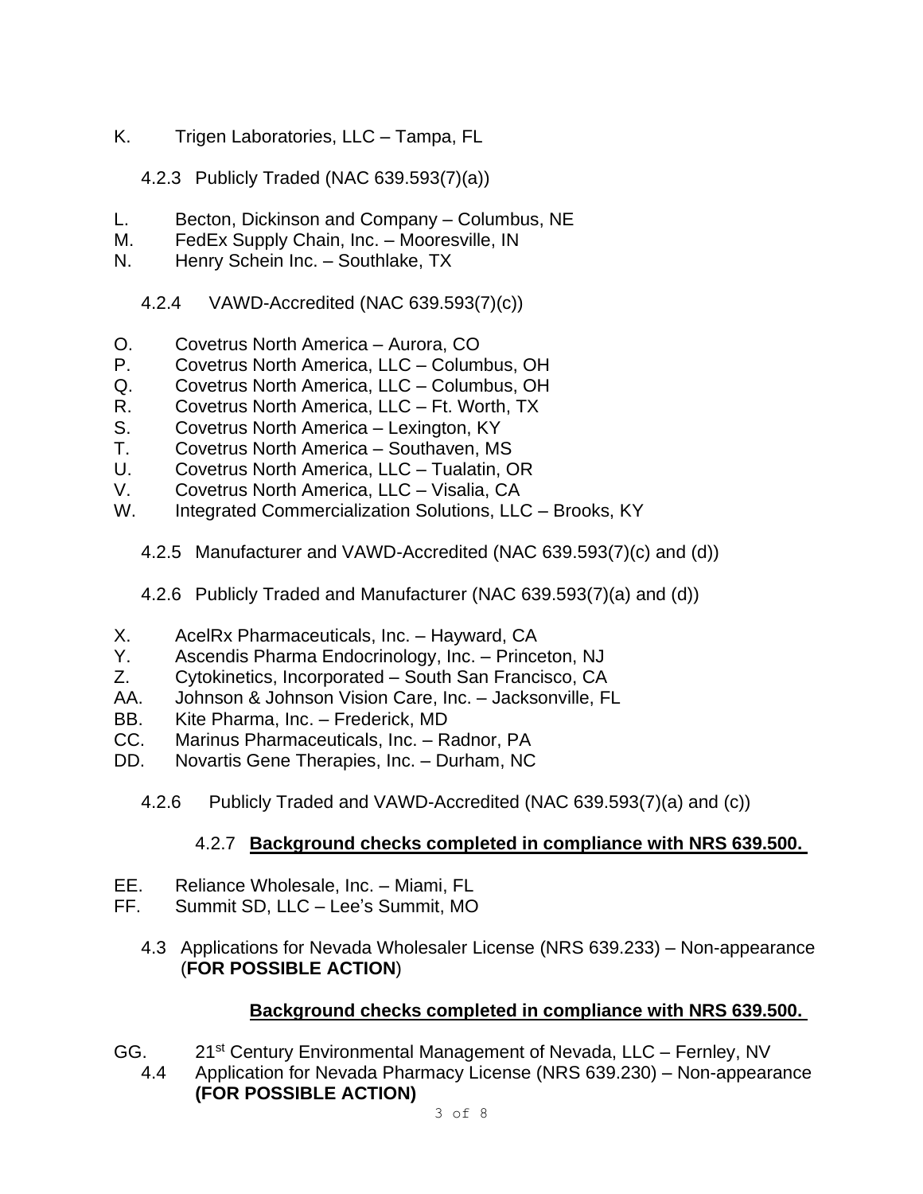K. Trigen Laboratories, LLC – Tampa, FL

4.2.3 Publicly Traded (NAC 639.593(7)(a))

L. Becton, Dickinson and Company – Columbus, NE
M. FedEx Supply Chain, Inc. – Mooresville, IN
N. Henry Schein Inc. – Southlake, TX

4.2.4 VAWD-Accredited (NAC 639.593(7)(c))

O. Covetrus North America – Aurora, CO
P. Covetrus North America, LLC – Columbus, OH
Q. Covetrus North America, LLC – Columbus, OH
R. Covetrus North America, LLC – Ft. Worth, TX
S. Covetrus North America – Lexington, KY
T. Covetrus North America – Southaven, MS
U. Covetrus North America, LLC – Tualatin, OR
V. Covetrus North America, LLC – Visalia, CA
W. Integrated Commercialization Solutions, LLC – Brooks, KY

4.2.5 Manufacturer and VAWD-Accredited (NAC 639.593(7)(c) and (d))

4.2.6 Publicly Traded and Manufacturer (NAC 639.593(7)(a) and (d))

X. AcelRx Pharmaceuticals, Inc. – Hayward, CA
Y. Ascendis Pharma Endocrinology, Inc. – Princeton, NJ
Z. Cytokinetics, Incorporated – South San Francisco, CA
AA. Johnson & Johnson Vision Care, Inc. – Jacksonville, FL
BB. Kite Pharma, Inc. – Frederick, MD
CC. Marinus Pharmaceuticals, Inc. – Radnor, PA
DD. Novartis Gene Therapies, Inc. – Durham, NC

4.2.6 Publicly Traded and VAWD-Accredited (NAC 639.593(7)(a) and (c))

4.2.7 **Background checks completed in compliance with NRS 639.500.**

EE. Reliance Wholesale, Inc. – Miami, FL
FF. Summit SD, LLC – Lee's Summit, MO

4.3 Applications for Nevada Wholesaler License (NRS 639.233) – Non-appearance (**FOR POSSIBLE ACTION**)

**Background checks completed in compliance with NRS 639.500.**

GG. 21st Century Environmental Management of Nevada, LLC – Fernley, NV

4.4 Application for Nevada Pharmacy License (NRS 639.230) – Non-appearance **(FOR POSSIBLE ACTION)**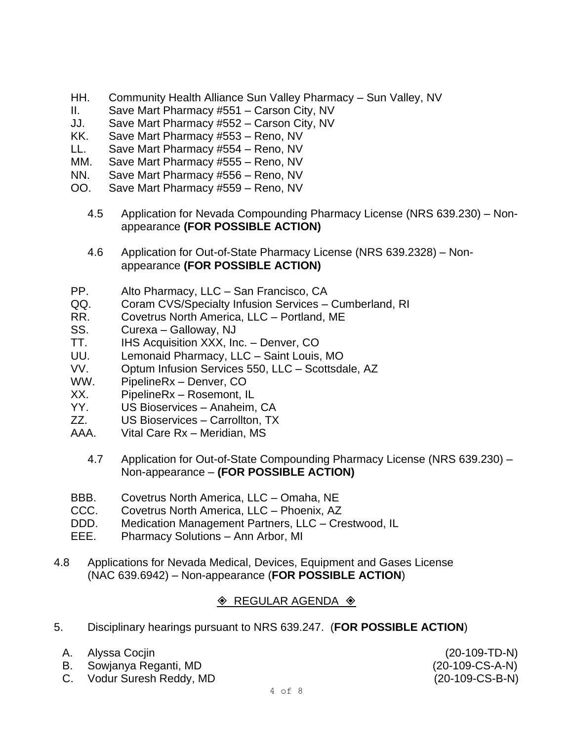HH. Community Health Alliance Sun Valley Pharmacy – Sun Valley, NV
II. Save Mart Pharmacy #551 – Carson City, NV
JJ. Save Mart Pharmacy #552 – Carson City, NV
KK. Save Mart Pharmacy #553 – Reno, NV
LL. Save Mart Pharmacy #554 – Reno, NV
MM. Save Mart Pharmacy #555 – Reno, NV
NN. Save Mart Pharmacy #556 – Reno, NV
OO. Save Mart Pharmacy #559 – Reno, NV

4.5 Application for Nevada Compounding Pharmacy License (NRS 639.230) – Non-appearance **(FOR POSSIBLE ACTION)**

4.6 Application for Out-of-State Pharmacy License (NRS 639.2328) – Non-appearance **(FOR POSSIBLE ACTION)**

PP. Alto Pharmacy, LLC – San Francisco, CA
QQ. Coram CVS/Specialty Infusion Services – Cumberland, RI
RR. Covetrus North America, LLC – Portland, ME
SS. Curexa – Galloway, NJ
TT. IHS Acquisition XXX, Inc. – Denver, CO
UU. Lemonaid Pharmacy, LLC – Saint Louis, MO
VV. Optum Infusion Services 550, LLC – Scottsdale, AZ
WW. PipelineRx – Denver, CO
XX. PipelineRx – Rosemont, IL
YY. US Bioservices – Anaheim, CA
ZZ. US Bioservices – Carrollton, TX
AAA. Vital Care Rx – Meridian, MS

4.7 Application for Out-of-State Compounding Pharmacy License (NRS 639.230) – Non-appearance – **(FOR POSSIBLE ACTION)**

BBB. Covetrus North America, LLC – Omaha, NE
CCC. Covetrus North America, LLC – Phoenix, AZ
DDD. Medication Management Partners, LLC – Crestwood, IL
EEE. Pharmacy Solutions – Ann Arbor, MI

4.8 Applications for Nevada Medical, Devices, Equipment and Gases License (NAC 639.6942) – Non-appearance (**FOR POSSIBLE ACTION**)

## ◈ REGULAR AGENDA ◈

5. Disciplinary hearings pursuant to NRS 639.247. (**FOR POSSIBLE ACTION**)

A. Alyssa Cocjin (20-109-TD-N)
B. Sowjanya Reganti, MD (20-109-CS-A-N)
C. Vodur Suresh Reddy, MD (20-109-CS-B-N)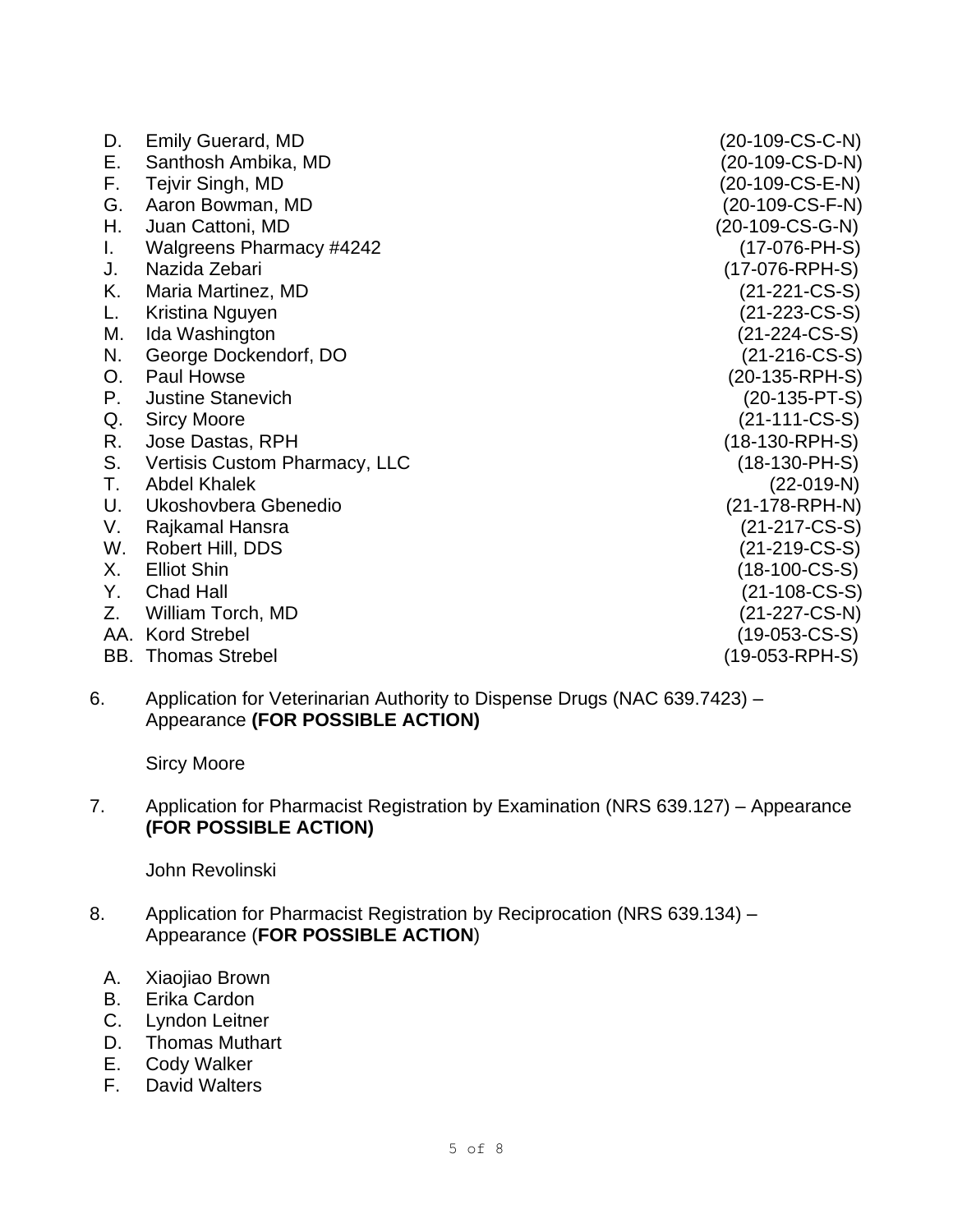D. Emily Guerard, MD (20-109-CS-C-N)
E. Santhosh Ambika, MD (20-109-CS-D-N)
F. Tejvir Singh, MD (20-109-CS-E-N)
G. Aaron Bowman, MD (20-109-CS-F-N)
H. Juan Cattoni, MD (20-109-CS-G-N)
I. Walgreens Pharmacy #4242 (17-076-PH-S)
J. Nazida Zebari (17-076-RPH-S)
K. Maria Martinez, MD (21-221-CS-S)
L. Kristina Nguyen (21-223-CS-S)
M. Ida Washington (21-224-CS-S)
N. George Dockendorf, DO (21-216-CS-S)
O. Paul Howse (20-135-RPH-S)
P. Justine Stanevich (20-135-PT-S)
Q. Sircy Moore (21-111-CS-S)
R. Jose Dastas, RPH (18-130-RPH-S)
S. Vertisis Custom Pharmacy, LLC (18-130-PH-S)
T. Abdel Khalek (22-019-N)
U. Ukoshovbera Gbenedio (21-178-RPH-N)
V. Rajkamal Hansra (21-217-CS-S)
W. Robert Hill, DDS (21-219-CS-S)
X. Elliot Shin (18-100-CS-S)
Y. Chad Hall (21-108-CS-S)
Z. William Torch, MD (21-227-CS-N)
AA. Kord Strebel (19-053-CS-S)
BB. Thomas Strebel (19-053-RPH-S)

6. Application for Veterinarian Authority to Dispense Drugs (NAC 639.7423) – Appearance **(FOR POSSIBLE ACTION)**

   Sircy Moore

7. Application for Pharmacist Registration by Examination (NRS 639.127) – Appearance **(FOR POSSIBLE ACTION)**

   John Revolinski

8. Application for Pharmacist Registration by Reciprocation (NRS 639.134) – Appearance (**FOR POSSIBLE ACTION**)

   A. Xiaojiao Brown
   B. Erika Cardon
   C. Lyndon Leitner
   D. Thomas Muthart
   E. Cody Walker
   F. David Walters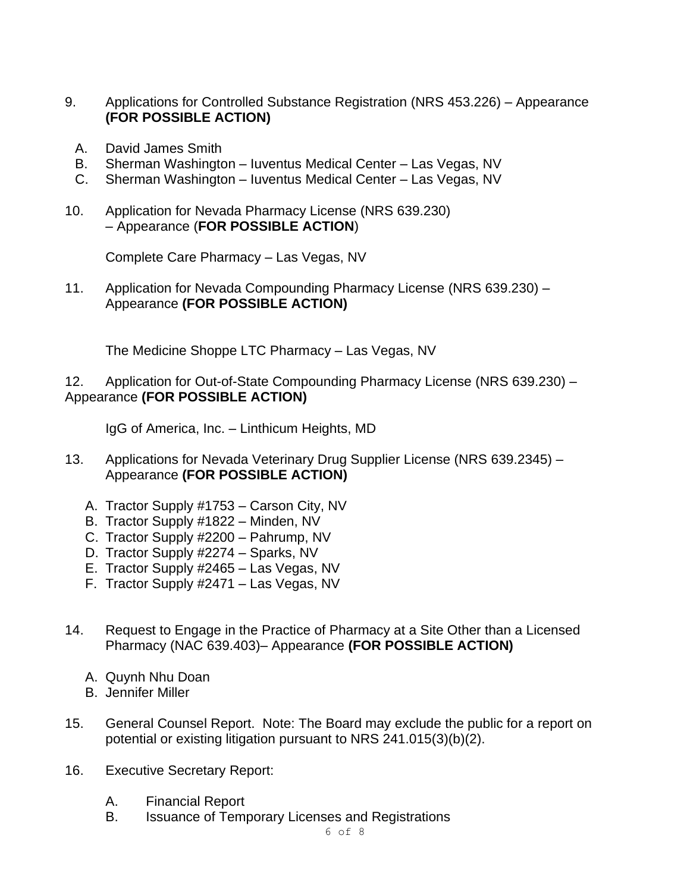9. Applications for Controlled Substance Registration (NRS 453.226) – Appearance **(FOR POSSIBLE ACTION)**

   A. David James Smith
   B. Sherman Washington – Iuventus Medical Center – Las Vegas, NV
   C. Sherman Washington – Iuventus Medical Center – Las Vegas, NV

10. Application for Nevada Pharmacy License (NRS 639.230) – Appearance (**FOR POSSIBLE ACTION**)

    Complete Care Pharmacy – Las Vegas, NV

11. Application for Nevada Compounding Pharmacy License (NRS 639.230) – Appearance **(FOR POSSIBLE ACTION)**

    The Medicine Shoppe LTC Pharmacy – Las Vegas, NV

12. Application for Out-of-State Compounding Pharmacy License (NRS 639.230) – Appearance **(FOR POSSIBLE ACTION)**

    IgG of America, Inc. – Linthicum Heights, MD

13. Applications for Nevada Veterinary Drug Supplier License (NRS 639.2345) – Appearance **(FOR POSSIBLE ACTION)**

    A. Tractor Supply #1753 – Carson City, NV
    B. Tractor Supply #1822 – Minden, NV
    C. Tractor Supply #2200 – Pahrump, NV
    D. Tractor Supply #2274 – Sparks, NV
    E. Tractor Supply #2465 – Las Vegas, NV
    F. Tractor Supply #2471 – Las Vegas, NV

14. Request to Engage in the Practice of Pharmacy at a Site Other than a Licensed Pharmacy (NAC 639.403)– Appearance **(FOR POSSIBLE ACTION)**

    A. Quynh Nhu Doan
    B. Jennifer Miller

15. General Counsel Report. Note: The Board may exclude the public for a report on potential or existing litigation pursuant to NRS 241.015(3)(b)(2).

16. Executive Secretary Report:

    A. Financial Report
    B. Issuance of Temporary Licenses and Registrations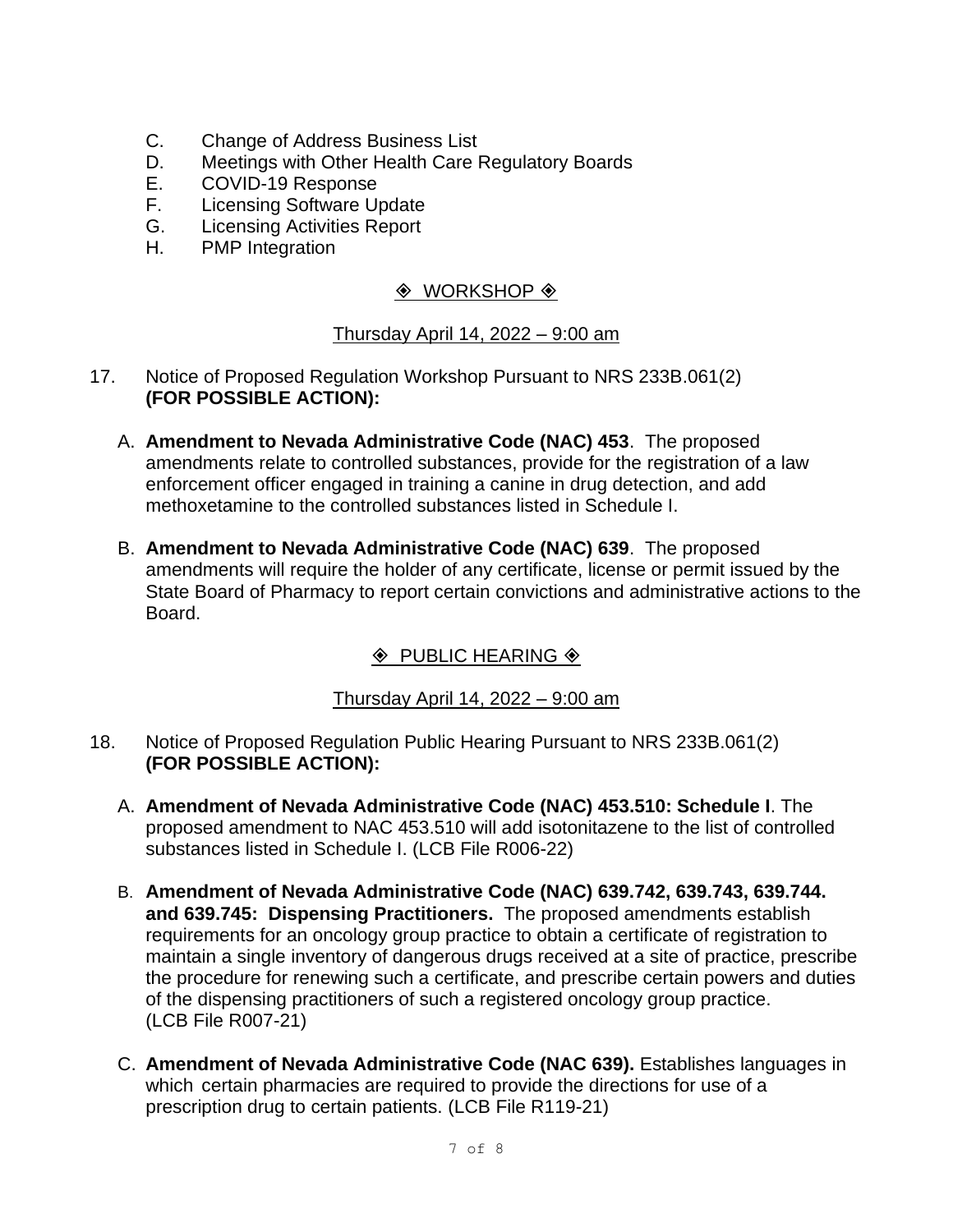C. Change of Address Business List
D. Meetings with Other Health Care Regulatory Boards
E. COVID-19 Response
F. Licensing Software Update
G. Licensing Activities Report
H. PMP Integration

## ◈ WORKSHOP ◈

Thursday April 14, 2022 – 9:00 am

17. Notice of Proposed Regulation Workshop Pursuant to NRS 233B.061(2) **(FOR POSSIBLE ACTION):**

    A. **Amendment to Nevada Administrative Code (NAC) 453**. The proposed amendments relate to controlled substances, provide for the registration of a law enforcement officer engaged in training a canine in drug detection, and add methoxetamine to the controlled substances listed in Schedule I.

    B. **Amendment to Nevada Administrative Code (NAC) 639**. The proposed amendments will require the holder of any certificate, license or permit issued by the State Board of Pharmacy to report certain convictions and administrative actions to the Board.

## ◈ PUBLIC HEARING ◈

Thursday April 14, 2022 – 9:00 am

18. Notice of Proposed Regulation Public Hearing Pursuant to NRS 233B.061(2) **(FOR POSSIBLE ACTION):**

    A. **Amendment of Nevada Administrative Code (NAC) 453.510: Schedule I**. The proposed amendment to NAC 453.510 will add isotonitazene to the list of controlled substances listed in Schedule I. (LCB File R006-22)

    B. **Amendment of Nevada Administrative Code (NAC) 639.742, 639.743, 639.744. and 639.745: Dispensing Practitioners.** The proposed amendments establish requirements for an oncology group practice to obtain a certificate of registration to maintain a single inventory of dangerous drugs received at a site of practice, prescribe the procedure for renewing such a certificate, and prescribe certain powers and duties of the dispensing practitioners of such a registered oncology group practice. (LCB File R007-21)

    C. **Amendment of Nevada Administrative Code (NAC 639).** Establishes languages in which certain pharmacies are required to provide the directions for use of a prescription drug to certain patients. (LCB File R119-21)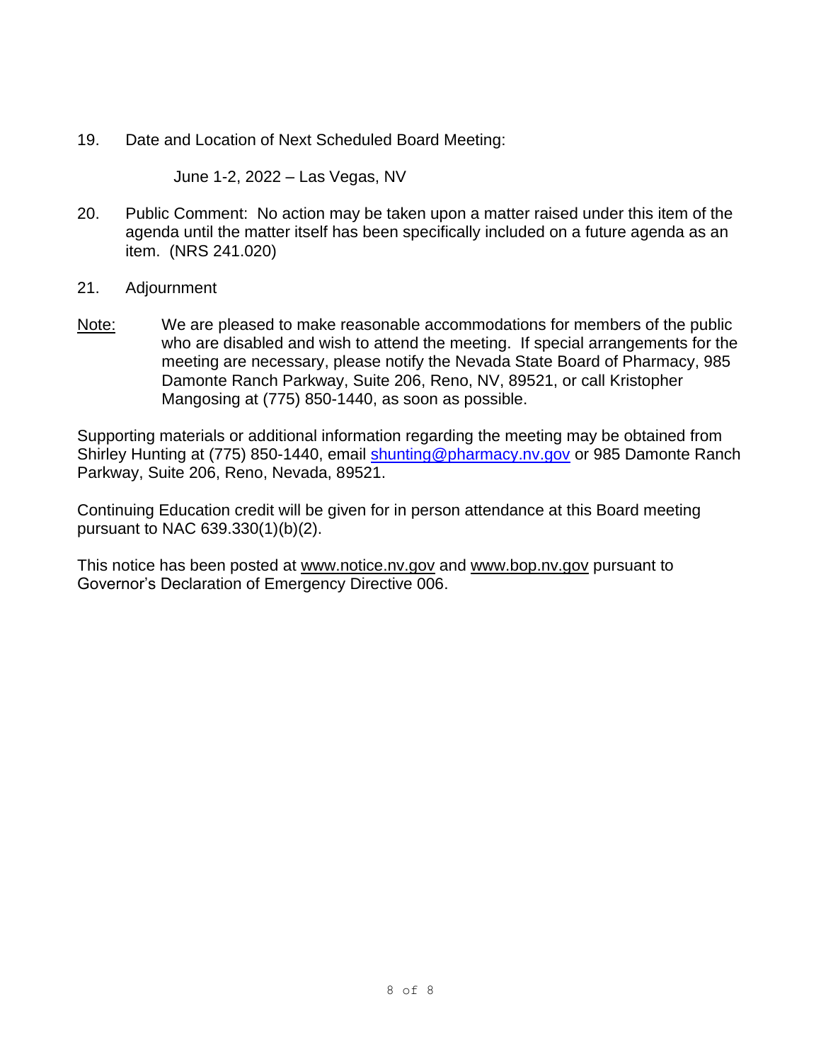19. Date and Location of Next Scheduled Board Meeting:

    June 1-2, 2022 – Las Vegas, NV

20. Public Comment: No action may be taken upon a matter raised under this item of the agenda until the matter itself has been specifically included on a future agenda as an item. (NRS 241.020)

21. Adjournment

Note: We are pleased to make reasonable accommodations for members of the public who are disabled and wish to attend the meeting. If special arrangements for the meeting are necessary, please notify the Nevada State Board of Pharmacy, 985 Damonte Ranch Parkway, Suite 206, Reno, NV, 89521, or call Kristopher Mangosing at (775) 850-1440, as soon as possible.

Supporting materials or additional information regarding the meeting may be obtained from Shirley Hunting at (775) 850-1440, email shunting@pharmacy.nv.gov or 985 Damonte Ranch Parkway, Suite 206, Reno, Nevada, 89521.

Continuing Education credit will be given for in person attendance at this Board meeting pursuant to NAC 639.330(1)(b)(2).

This notice has been posted at www.notice.nv.gov and www.bop.nv.gov pursuant to Governor's Declaration of Emergency Directive 006.